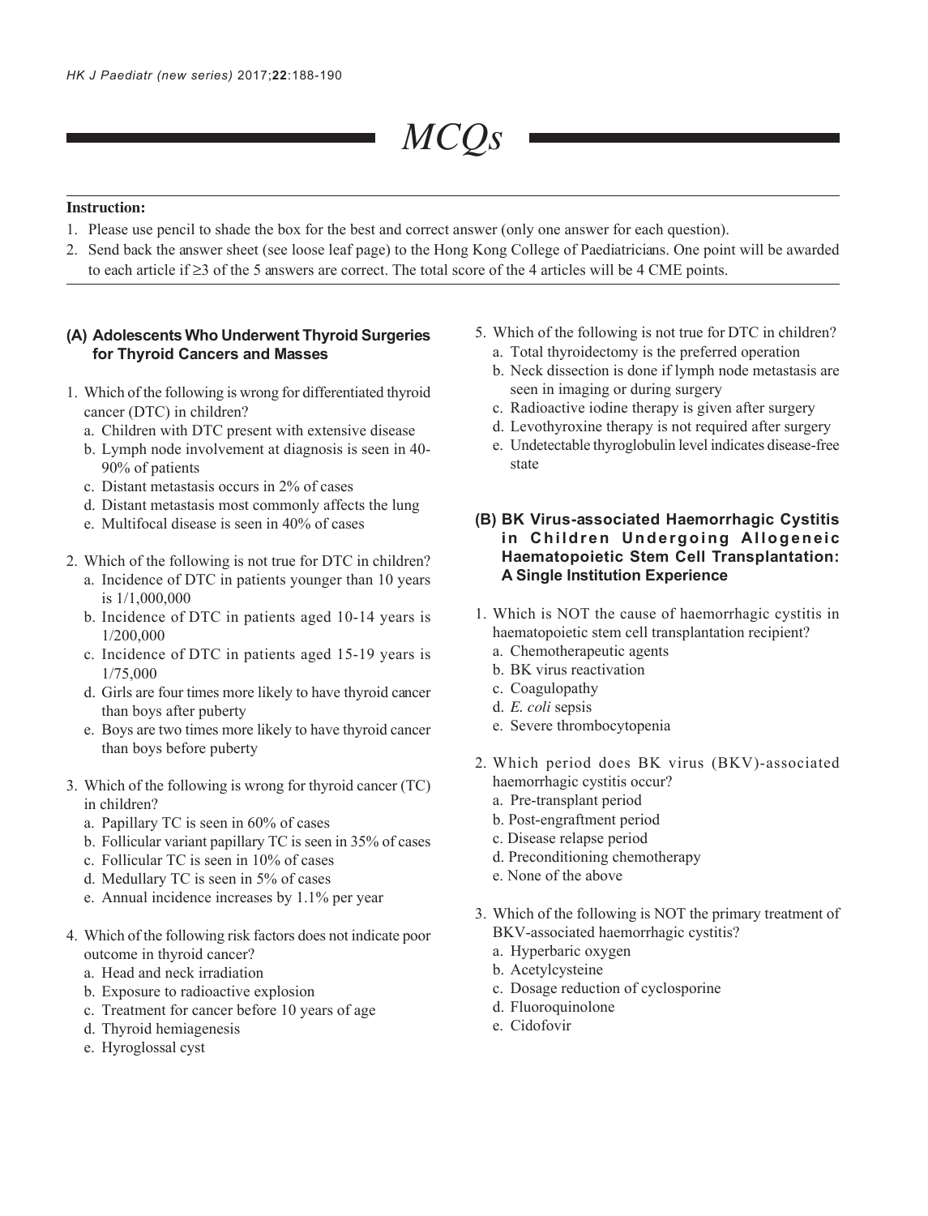# MCQs

**Instruction:**

1. Please use pencil to shade the box for the best and correct answer (only one answer for each question).
2. Send back the answer sheet (see loose leaf page) to the Hong Kong College of Paediatricians. One point will be awarded to each article if ≥3 of the 5 answers are correct. The total score of the 4 articles will be 4 CME points.

### (A) Adolescents Who Underwent Thyroid Surgeries for Thyroid Cancers and Masses

1. Which of the following is wrong for differentiated thyroid cancer (DTC) in children?
   a. Children with DTC present with extensive disease
   b. Lymph node involvement at diagnosis is seen in 40-90% of patients
   c. Distant metastasis occurs in 2% of cases
   d. Distant metastasis most commonly affects the lung
   e. Multifocal disease is seen in 40% of cases

2. Which of the following is not true for DTC in children?
   a. Incidence of DTC in patients younger than 10 years is 1/1,000,000
   b. Incidence of DTC in patients aged 10-14 years is 1/200,000
   c. Incidence of DTC in patients aged 15-19 years is 1/75,000
   d. Girls are four times more likely to have thyroid cancer than boys after puberty
   e. Boys are two times more likely to have thyroid cancer than boys before puberty

3. Which of the following is wrong for thyroid cancer (TC) in children?
   a. Papillary TC is seen in 60% of cases
   b. Follicular variant papillary TC is seen in 35% of cases
   c. Follicular TC is seen in 10% of cases
   d. Medullary TC is seen in 5% of cases
   e. Annual incidence increases by 1.1% per year

4. Which of the following risk factors does not indicate poor outcome in thyroid cancer?
   a. Head and neck irradiation
   b. Exposure to radioactive explosion
   c. Treatment for cancer before 10 years of age
   d. Thyroid hemiagenesis
   e. Hyroglossal cyst

5. Which of the following is not true for DTC in children?
   a. Total thyroidectomy is the preferred operation
   b. Neck dissection is done if lymph node metastasis are seen in imaging or during surgery
   c. Radioactive iodine therapy is given after surgery
   d. Levothyroxine therapy is not required after surgery
   e. Undetectable thyroglobulin level indicates disease-free state

### (B) BK Virus-associated Haemorrhagic Cystitis in Children Undergoing Allogeneic Haematopoietic Stem Cell Transplantation: A Single Institution Experience

1. Which is NOT the cause of haemorrhagic cystitis in haematopoietic stem cell transplantation recipient?
   a. Chemotherapeutic agents
   b. BK virus reactivation
   c. Coagulopathy
   d. *E. coli* sepsis
   e. Severe thrombocytopenia

2. Which period does BK virus (BKV)-associated haemorrhagic cystitis occur?
   a. Pre-transplant period
   b. Post-engraftment period
   c. Disease relapse period
   d. Preconditioning chemotherapy
   e. None of the above

3. Which of the following is NOT the primary treatment of BKV-associated haemorrhagic cystitis?
   a. Hyperbaric oxygen
   b. Acetylcysteine
   c. Dosage reduction of cyclosporine
   d. Fluoroquinolone
   e. Cidofovir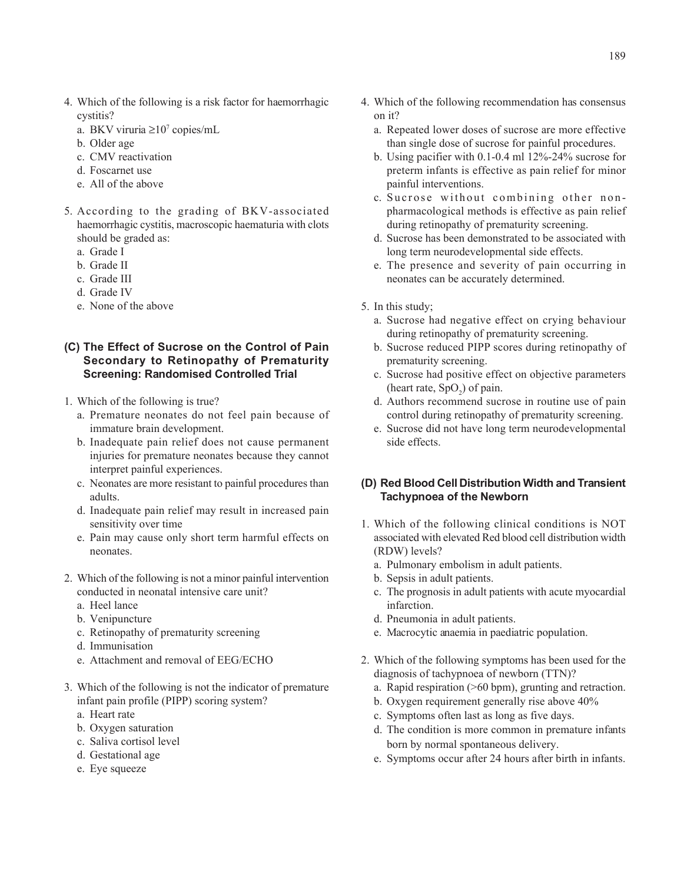4. Which of the following is a risk factor for haemorrhagic cystitis?
   a. BKV viruria ≥$10^7$ copies/mL
   b. Older age
   c. CMV reactivation
   d. Foscarnet use
   e. All of the above

5. According to the grading of BKV-associated haemorrhagic cystitis, macroscopic haematuria with clots should be graded as:
   a. Grade I
   b. Grade II
   c. Grade III
   d. Grade IV
   e. None of the above

### (C) The Effect of Sucrose on the Control of Pain Secondary to Retinopathy of Prematurity Screening: Randomised Controlled Trial

1. Which of the following is true?
   a. Premature neonates do not feel pain because of immature brain development.
   b. Inadequate pain relief does not cause permanent injuries for premature neonates because they cannot interpret painful experiences.
   c. Neonates are more resistant to painful procedures than adults.
   d. Inadequate pain relief may result in increased pain sensitivity over time
   e. Pain may cause only short term harmful effects on neonates.

2. Which of the following is not a minor painful intervention conducted in neonatal intensive care unit?
   a. Heel lance
   b. Venipuncture
   c. Retinopathy of prematurity screening
   d. Immunisation
   e. Attachment and removal of EEG/ECHO

3. Which of the following is not the indicator of premature infant pain profile (PIPP) scoring system?
   a. Heart rate
   b. Oxygen saturation
   c. Saliva cortisol level
   d. Gestational age
   e. Eye squeeze

4. Which of the following recommendation has consensus on it?
   a. Repeated lower doses of sucrose are more effective than single dose of sucrose for painful procedures.
   b. Using pacifier with 0.1-0.4 ml 12%-24% sucrose for preterm infants is effective as pain relief for minor painful interventions.
   c. Sucrose without combining other non-pharmacological methods is effective as pain relief during retinopathy of prematurity screening.
   d. Sucrose has been demonstrated to be associated with long term neurodevelopmental side effects.
   e. The presence and severity of pain occurring in neonates can be accurately determined.

5. In this study;
   a. Sucrose had negative effect on crying behaviour during retinopathy of prematurity screening.
   b. Sucrose reduced PIPP scores during retinopathy of prematurity screening.
   c. Sucrose had positive effect on objective parameters (heart rate, $SpO_2$) of pain.
   d. Authors recommend sucrose in routine use of pain control during retinopathy of prematurity screening.
   e. Sucrose did not have long term neurodevelopmental side effects.

### (D) Red Blood Cell Distribution Width and Transient Tachypnoea of the Newborn

1. Which of the following clinical conditions is NOT associated with elevated Red blood cell distribution width (RDW) levels?
   a. Pulmonary embolism in adult patients.
   b. Sepsis in adult patients.
   c. The prognosis in adult patients with acute myocardial infarction.
   d. Pneumonia in adult patients.
   e. Macrocytic anaemia in paediatric population.

2. Which of the following symptoms has been used for the diagnosis of tachypnoea of newborn (TTN)?
   a. Rapid respiration (>60 bpm), grunting and retraction.
   b. Oxygen requirement generally rise above 40%
   c. Symptoms often last as long as five days.
   d. The condition is more common in premature infants born by normal spontaneous delivery.
   e. Symptoms occur after 24 hours after birth in infants.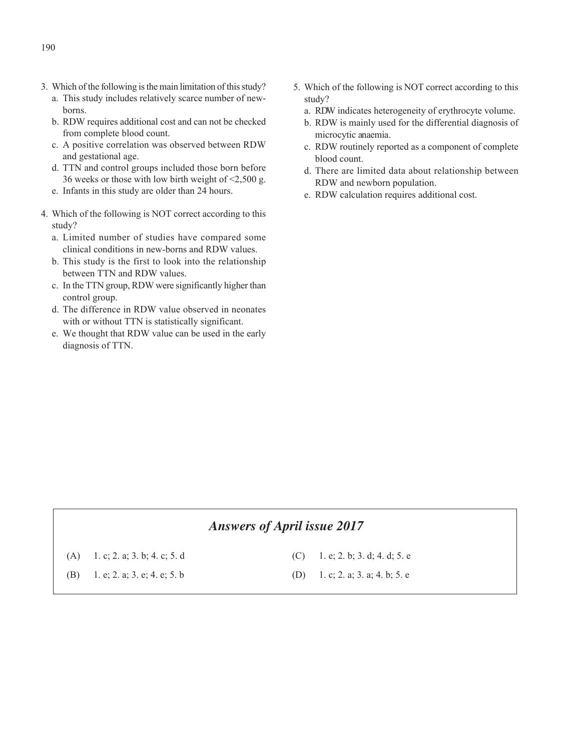3. Which of the following is the main limitation of this study?
   a. This study includes relatively scarce number of new-borns.
   b. RDW requires additional cost and can not be checked from complete blood count.
   c. A positive correlation was observed between RDW and gestational age.
   d. TTN and control groups included those born before 36 weeks or those with low birth weight of <2,500 g.
   e. Infants in this study are older than 24 hours.

4. Which of the following is NOT correct according to this study?
   a. Limited number of studies have compared some clinical conditions in new-borns and RDW values.
   b. This study is the first to look into the relationship between TTN and RDW values.
   c. In the TTN group, RDW were significantly higher than control group.
   d. The difference in RDW value observed in neonates with or without TTN is statistically significant.
   e. We thought that RDW value can be used in the early diagnosis of TTN.

5. Which of the following is NOT correct according to this study?
   a. RDW indicates heterogeneity of erythrocyte volume.
   b. RDW is mainly used for the differential diagnosis of microcytic anaemia.
   c. RDW routinely reported as a component of complete blood count.
   d. There are limited data about relationship between RDW and newborn population.
   e. RDW calculation requires additional cost.

## *Answers of April issue 2017*

(A) 1. c; 2. a; 3. b; 4. c; 5. d

(B) 1. e; 2. a; 3. e; 4. e; 5. b

(C) 1. e; 2. b; 3. d; 4. d; 5. e

(D) 1. c; 2. a; 3. a; 4. b; 5. e